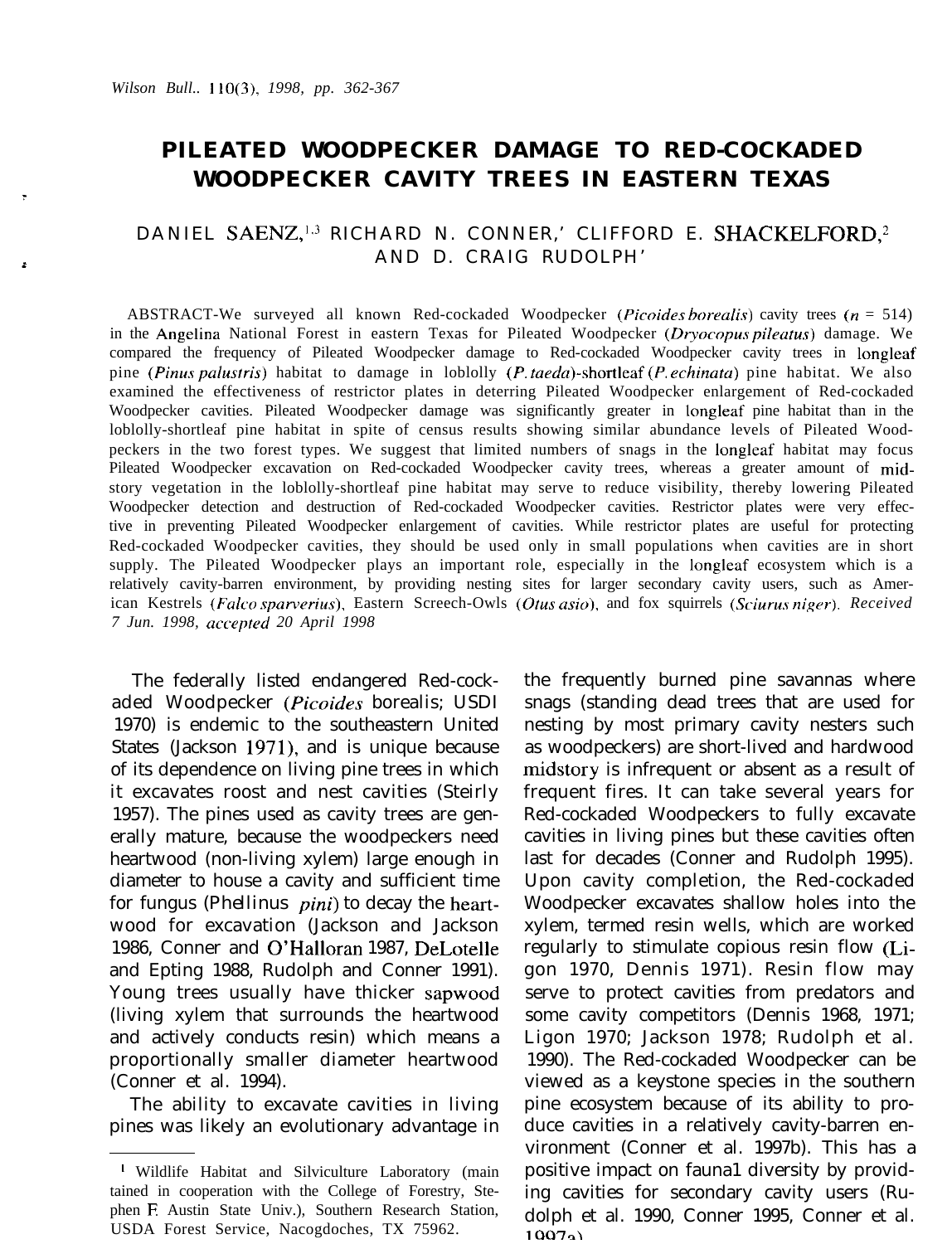# PILEATED WOODPECKER DAMAGE TO RED-COCKADED WOODPECKER CAVITY TREES IN EASTERN TEXAS

DANIEL SAENZ,[1,3] RICHARD N. CONNER,[1] CLIFFORD E. SHACKELFORD,[2] AND D. CRAIG RUDOLPH[1]

ABSTRACT-We surveyed all known Red-cockaded Woodpecker (*Picoides borealis*) cavity trees ($n$ = 514) in the Angelina National Forest in eastern Texas for Pileated Woodpecker (*Dryocopus pileatus*) damage. We compared the frequency of Pileated Woodpecker damage to Red-cockaded Woodpecker cavity trees in longleaf pine (*Pinus palustris*) habitat to damage in loblolly (*P. taeda*)-shortleaf (*P. echinata*) pine habitat. We also examined the effectiveness of restrictor plates in deterring Pileated Woodpecker enlargement of Red-cockaded Woodpecker cavities. Pileated Woodpecker damage was significantly greater in longleaf pine habitat than in the loblolly-shortleaf pine habitat in spite of census results showing similar abundance levels of Pileated Woodpeckers in the two forest types. We suggest that limited numbers of snags in the longleaf habitat may focus Pileated Woodpecker excavation on Red-cockaded Woodpecker cavity trees, whereas a greater amount of midstory vegetation in the loblolly-shortleaf pine habitat may serve to reduce visibility, thereby lowering Pileated Woodpecker detection and destruction of Red-cockaded Woodpecker cavities. Restrictor plates were very effective in preventing Pileated Woodpecker enlargement of cavities. While restrictor plates are useful for protecting Red-cockaded Woodpecker cavities, they should be used only in small populations when cavities are in short supply. The Pileated Woodpecker plays an important role, especially in the longleaf ecosystem which is a relatively cavity-barren environment, by providing nesting sites for larger secondary cavity users, such as American Kestrels (*Falco sparverius*), Eastern Screech-Owls (*Otus asio*), and fox squirrels (*Sciurus niger*). *Received 7 Jun. 1998, accepted 20 April 1998*

The federally listed endangered Red-cockaded Woodpecker (*Picoides* borealis; USDI 1970) is endemic to the southeastern United States (Jackson 1971), and is unique because of its dependence on living pine trees in which it excavates roost and nest cavities (Steirly 1957). The pines used as cavity trees are generally mature, because the woodpeckers need heartwood (non-living xylem) large enough in diameter to house a cavity and sufficient time for fungus (Phellinus *pini*) to decay the heartwood for excavation (Jackson and Jackson 1986, Conner and O'Halloran 1987, DeLotelle and Epting 1988, Rudolph and Conner 1991). Young trees usually have thicker sapwood (living xylem that surrounds the heartwood and actively conducts resin) which means a proportionally smaller diameter heartwood (Conner et al. 1994).

The ability to excavate cavities in living pines was likely an evolutionary advantage in the frequently burned pine savannas where snags (standing dead trees that are used for nesting by most primary cavity nesters such as woodpeckers) are short-lived and hardwood midstory is infrequent or absent as a result of frequent fires. It can take several years for Red-cockaded Woodpeckers to fully excavate cavities in living pines but these cavities often last for decades (Conner and Rudolph 1995). Upon cavity completion, the Red-cockaded Woodpecker excavates shallow holes into the xylem, termed resin wells, which are worked regularly to stimulate copious resin flow (Ligon 1970, Dennis 1971). Resin flow may serve to protect cavities from predators and some cavity competitors (Dennis 1968, 1971; Ligon 1970; Jackson 1978; Rudolph et al. 1990). The Red-cockaded Woodpecker can be viewed as a keystone species in the southern pine ecosystem because of its ability to produce cavities in a relatively cavity-barren environment (Conner et al. 1997b). This has a positive impact on faunal diversity by providing cavities for secondary cavity users (Rudolph et al. 1990, Conner 1995, Conner et al. 1997a).

[1] Wildlife Habitat and Silviculture Laboratory (maintained in cooperation with the College of Forestry, Stephen F. Austin State Univ.), Southern Research Station, USDA Forest Service, Nacogdoches, TX 75962.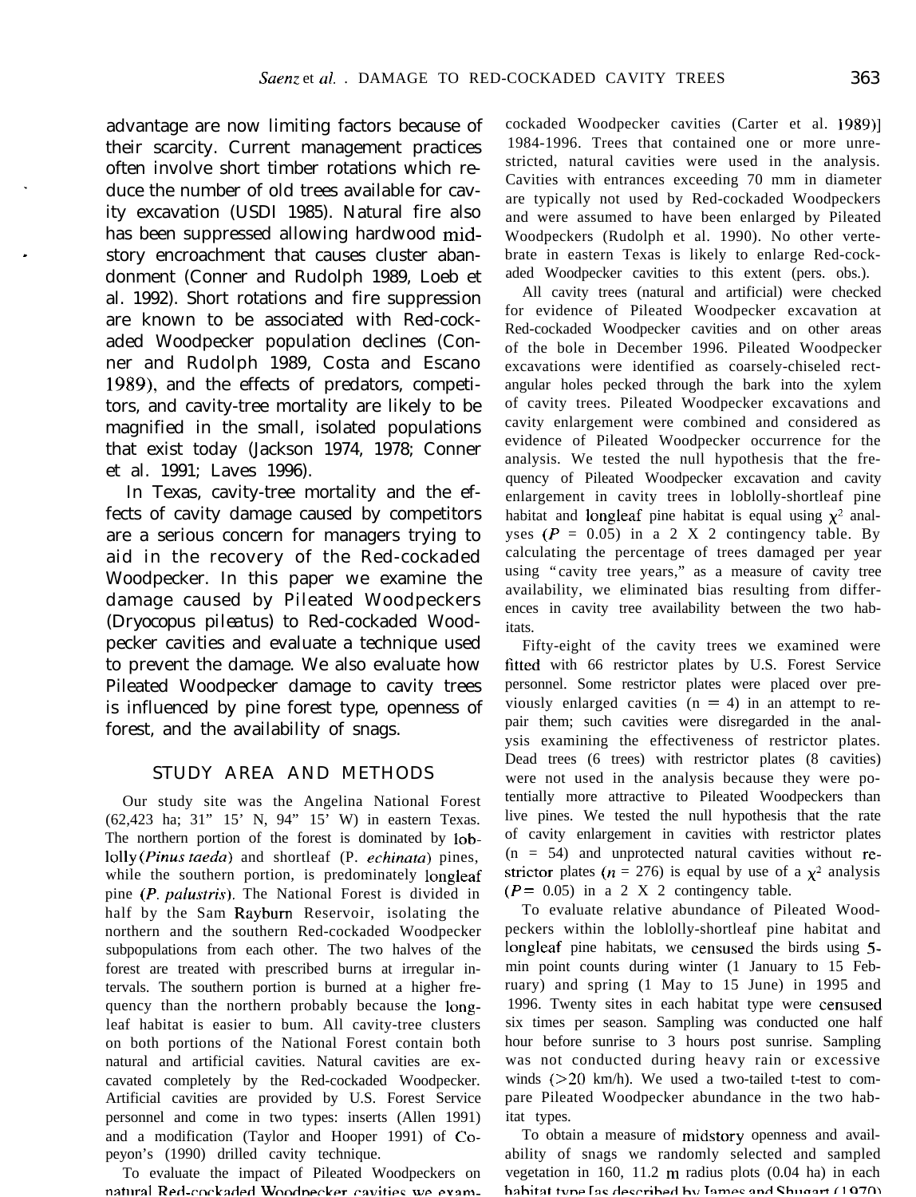advantage are now limiting factors because of their scarcity. Current management practices often involve short timber rotations which reduce the number of old trees available for cavity excavation (USDI 1985). Natural fire also has been suppressed allowing hardwood midstory encroachment that causes cluster abandonment (Conner and Rudolph 1989, Loeb et al. 1992). Short rotations and fire suppression are known to be associated with Red-cockaded Woodpecker population declines (Conner and Rudolph 1989, Costa and Escano 1989), and the effects of predators, competitors, and cavity-tree mortality are likely to be magnified in the small, isolated populations that exist today (Jackson 1974, 1978; Conner et al. 1991; Laves 1996).

In Texas, cavity-tree mortality and the effects of cavity damage caused by competitors are a serious concern for managers trying to aid in the recovery of the Red-cockaded Woodpecker. In this paper we examine the damage caused by Pileated Woodpeckers (*Dryocopus pileatus*) to Red-cockaded Woodpecker cavities and evaluate a technique used to prevent the damage. We also evaluate how Pileated Woodpecker damage to cavity trees is influenced by pine forest type, openness of forest, and the availability of snags.

## STUDY AREA AND METHODS

Our study site was the Angelina National Forest (62,423 ha; 31" 15' N, 94" 15' W) in eastern Texas. The northern portion of the forest is dominated by loblolly (*Pinus taeda*) and shortleaf (*P. echinata*) pines, while the southern portion, is predominately longleaf pine (*P. palustris*). The National Forest is divided in half by the Sam Rayburn Reservoir, isolating the northern and the southern Red-cockaded Woodpecker subpopulations from each other. The two halves of the forest are treated with prescribed burns at irregular intervals. The southern portion is burned at a higher frequency than the northern probably because the longleaf habitat is easier to bum. All cavity-tree clusters on both portions of the National Forest contain both natural and artificial cavities. Natural cavities are excavated completely by the Red-cockaded Woodpecker. Artificial cavities are provided by U.S. Forest Service personnel and come in two types: inserts (Allen 1991) and a modification (Taylor and Hooper 1991) of Copeyon's (1990) drilled cavity technique.

To evaluate the impact of Pileated Woodpeckers on natural Red-cockaded Woodpecker cavities we examined [...] cockaded Woodpecker cavities (Carter et al. 1989)] 1984-1996. Trees that contained one or more unrestricted, natural cavities were used in the analysis. Cavities with entrances exceeding 70 mm in diameter are typically not used by Red-cockaded Woodpeckers and were assumed to have been enlarged by Pileated Woodpeckers (Rudolph et al. 1990). No other vertebrate in eastern Texas is likely to enlarge Red-cockaded Woodpecker cavities to this extent (pers. obs.).

All cavity trees (natural and artificial) were checked for evidence of Pileated Woodpecker excavation at Red-cockaded Woodpecker cavities and on other areas of the bole in December 1996. Pileated Woodpecker excavations were identified as coarsely-chiseled rectangular holes pecked through the bark into the xylem of cavity trees. Pileated Woodpecker excavations and cavity enlargement were combined and considered as evidence of Pileated Woodpecker occurrence for the analysis. We tested the null hypothesis that the frequency of Pileated Woodpecker excavation and cavity enlargement in cavity trees in loblolly-shortleaf pine habitat and longleaf pine habitat is equal using $\chi^2$ analyses ($P$ = 0.05) in a 2 X 2 contingency table. By calculating the percentage of trees damaged per year using "cavity tree years," as a measure of cavity tree availability, we eliminated bias resulting from differences in cavity tree availability between the two habitats.

Fifty-eight of the cavity trees we examined were fitted with 66 restrictor plates by U.S. Forest Service personnel. Some restrictor plates were placed over previously enlarged cavities (n = 4) in an attempt to repair them; such cavities were disregarded in the analysis examining the effectiveness of restrictor plates. Dead trees (6 trees) with restrictor plates (8 cavities) were not used in the analysis because they were potentially more attractive to Pileated Woodpeckers than live pines. We tested the null hypothesis that the rate of cavity enlargement in cavities with restrictor plates (n = 54) and unprotected natural cavities without restrictor plates ($n$ = 276) is equal by use of a $\chi^2$ analysis ($P$ = 0.05) in a 2 X 2 contingency table.

To evaluate relative abundance of Pileated Woodpeckers within the loblolly-shortleaf pine habitat and longleaf pine habitats, we censused the birds using 5-min point counts during winter (1 January to 15 February) and spring (1 May to 15 June) in 1995 and 1996. Twenty sites in each habitat type were censused six times per season. Sampling was conducted one half hour before sunrise to 3 hours post sunrise. Sampling was not conducted during heavy rain or excessive winds (>20 km/h). We used a two-tailed t-test to compare Pileated Woodpecker abundance in the two habitat types.

To obtain a measure of midstory openness and availability of snags we randomly selected and sampled vegetation in 160, 11.2 m radius plots (0.04 ha) in each habitat type [as described by James and Shugart (1970)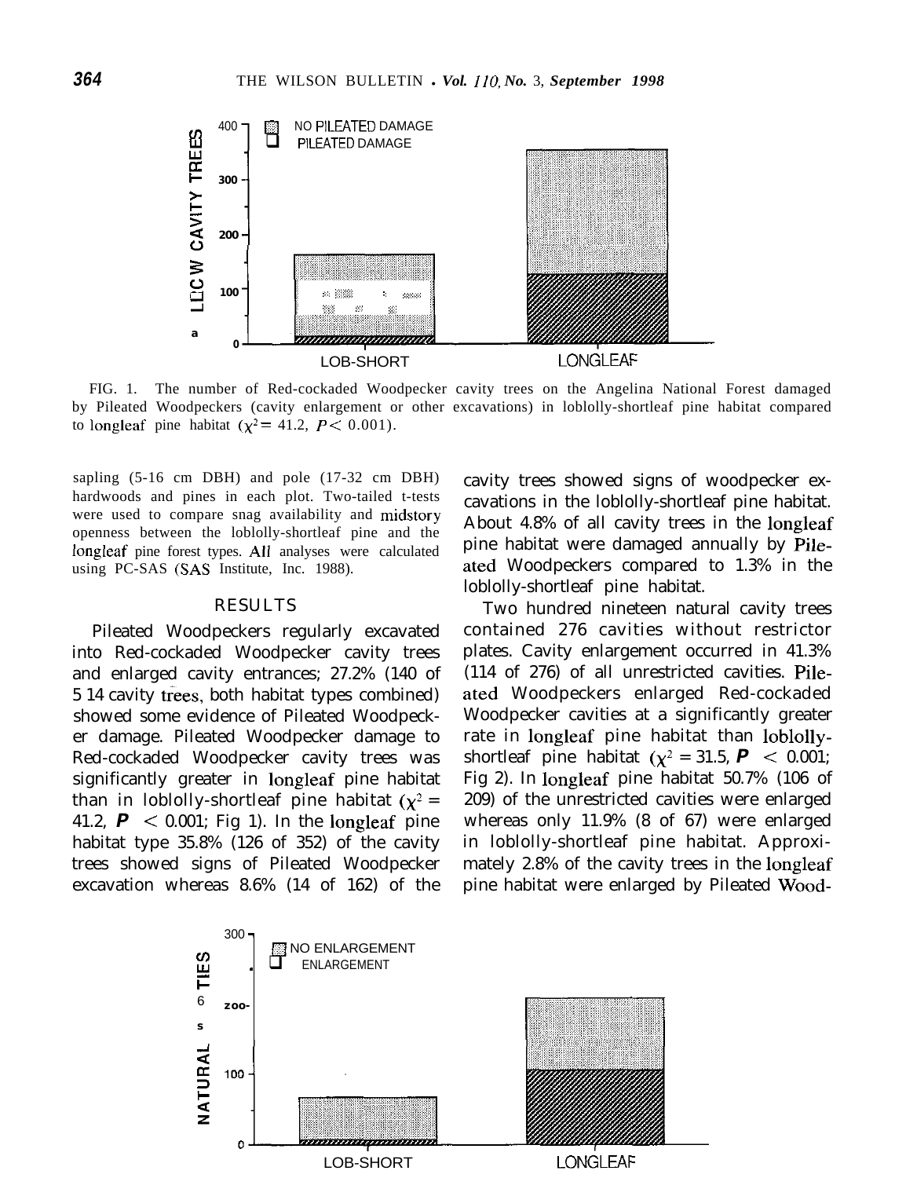FIG. 1. The number of Red-cockaded Woodpecker cavity trees on the Angelina National Forest damaged by Pileated Woodpeckers (cavity enlargement or other excavations) in loblolly-shortleaf pine habitat compared to longleaf pine habitat ($\chi^2 = 41.2$, $P < 0.001$).

sapling (5-16 cm DBH) and pole (17-32 cm DBH) hardwoods and pines in each plot. Two-tailed t-tests were used to compare snag availability and midstory openness between the loblolly-shortleaf pine and the longleaf pine forest types. All analyses were calculated using PC-SAS (SAS Institute, Inc. 1988).

## RESULTS

Pileated Woodpeckers regularly excavated into Red-cockaded Woodpecker cavity trees and enlarged cavity entrances; 27.2% (140 of 514 cavity trees, both habitat types combined) showed some evidence of Pileated Woodpecker damage. Pileated Woodpecker damage to Red-cockaded Woodpecker cavity trees was significantly greater in longleaf pine habitat than in loblolly-shortleaf pine habitat ($\chi^2 = 41.2$, $P < 0.001$; Fig 1). In the longleaf pine habitat type 35.8% (126 of 352) of the cavity trees showed signs of Pileated Woodpecker excavation whereas 8.6% (14 of 162) of the cavity trees showed signs of woodpecker excavations in the loblolly-shortleaf pine habitat. About 4.8% of all cavity trees in the longleaf pine habitat were damaged annually by Pileated Woodpeckers compared to 1.3% in the loblolly-shortleaf pine habitat.

Two hundred nineteen natural cavity trees contained 276 cavities without restrictor plates. Cavity enlargement occurred in 41.3% (114 of 276) of all unrestricted cavities. Pileated Woodpeckers enlarged Red-cockaded Woodpecker cavities at a significantly greater rate in longleaf pine habitat than loblolly-shortleaf pine habitat ($\chi^2 = 31.5$, $P < 0.001$; Fig 2). In longleaf pine habitat 50.7% (106 of 209) of the unrestricted cavities were enlarged whereas only 11.9% (8 of 67) were enlarged in loblolly-shortleaf pine habitat. Approximately 2.8% of the cavity trees in the longleaf pine habitat were enlarged by Pileated Wood-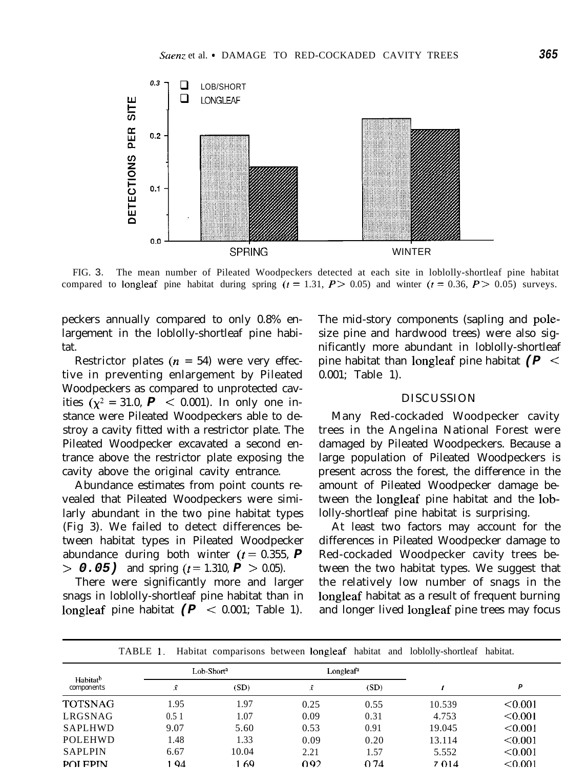FIG. 3. The mean number of Pileated Woodpeckers detected at each site in loblolly-shortleaf pine habitat compared to longleaf pine habitat during spring ($t = 1.31$, $P > 0.05$) and winter ($t = 0.36$, $P > 0.05$) surveys.

peckers annually compared to only 0.8% enlargement in the loblolly-shortleaf pine habitat.

Restrictor plates ($n = 54$) were very effective in preventing enlargement by Pileated Woodpeckers as compared to unprotected cavities ($\chi^2 = 31.0$, $P < 0.001$). In only one instance were Pileated Woodpeckers able to destroy a cavity fitted with a restrictor plate. The Pileated Woodpecker excavated a second entrance above the restrictor plate exposing the cavity above the original cavity entrance.

Abundance estimates from point counts revealed that Pileated Woodpeckers were similarly abundant in the two pine habitat types (Fig 3). We failed to detect differences between habitat types in Pileated Woodpecker abundance during both winter ($t = 0.355$, $P > 0.05$) and spring ($t = 1.310$, $P > 0.05$).

There were significantly more and larger snags in loblolly-shortleaf pine habitat than in longleaf pine habitat ($P < 0.001$; Table 1). The mid-story components (sapling and pole-size pine and hardwood trees) were also significantly more abundant in loblolly-shortleaf pine habitat than longleaf pine habitat ($P < 0.001$; Table 1).

## DISCUSSION

Many Red-cockaded Woodpecker cavity trees in the Angelina National Forest were damaged by Pileated Woodpeckers. Because a large population of Pileated Woodpeckers is present across the forest, the difference in the amount of Pileated Woodpecker damage between the longleaf pine habitat and the loblolly-shortleaf pine habitat is surprising.

At least two factors may account for the differences in Pileated Woodpecker damage to Red-cockaded Woodpecker cavity trees between the two habitat types. We suggest that the relatively low number of snags in the longleaf habitat as a result of frequent burning and longer lived longleaf pine trees may focus

TABLE 1. Habitat comparisons between longleaf habitat and loblolly-shortleaf habitat.

| Habitat[b] components | Lob-Short[a] | | Longleaf[a] | | | |
|---|---|---|---|---|---|---|
| | $\bar{x}$ | (SD) | $\bar{x}$ | (SD) | $t$ | $P$ |
| TOTSNAG | 1.95 | 1.97 | 0.25 | 0.55 | 10.539 | <0.001 |
| LRGSNAG | 0.51 | 1.07 | 0.09 | 0.31 | 4.753 | <0.001 |
| SAPLHWD | 9.07 | 5.60 | 0.53 | 0.91 | 19.045 | <0.001 |
| POLEHWD | 1.48 | 1.33 | 0.09 | 0.20 | 13.114 | <0.001 |
| SAPLPIN | 6.67 | 10.04 | 2.21 | 1.57 | 5.552 | <0.001 |
| POLEPIN | 1.94 | 1.69 | 0.92 | 0.74 | 7.014 | <0.001 |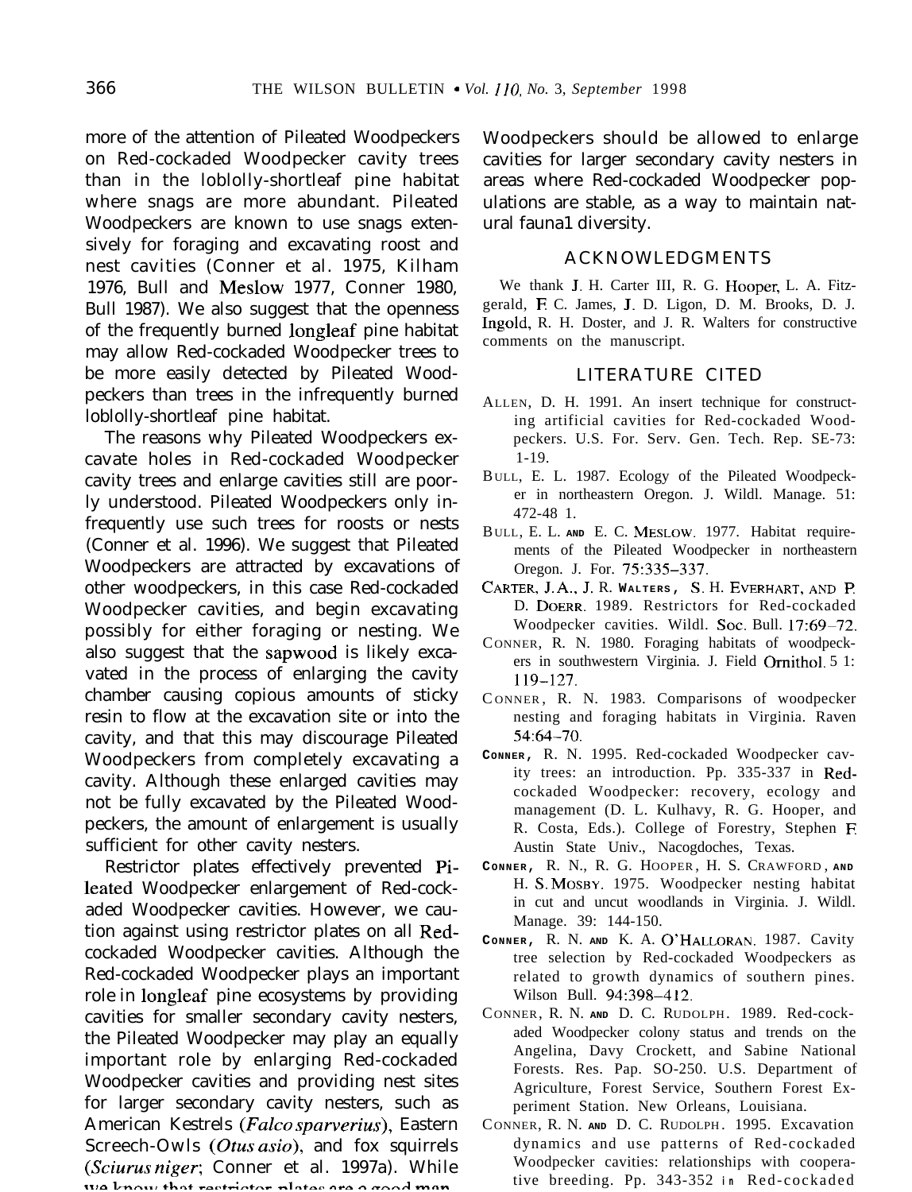more of the attention of Pileated Woodpeckers on Red-cockaded Woodpecker cavity trees than in the loblolly-shortleaf pine habitat where snags are more abundant. Pileated Woodpeckers are known to use snags extensively for foraging and excavating roost and nest cavities (Conner et al. 1975, Kilham 1976, Bull and Meslow 1977, Conner 1980, Bull 1987). We also suggest that the openness of the frequently burned longleaf pine habitat may allow Red-cockaded Woodpecker trees to be more easily detected by Pileated Woodpeckers than trees in the infrequently burned loblolly-shortleaf pine habitat.

The reasons why Pileated Woodpeckers excavate holes in Red-cockaded Woodpecker cavity trees and enlarge cavities still are poorly understood. Pileated Woodpeckers only infrequently use such trees for roosts or nests (Conner et al. 1996). We suggest that Pileated Woodpeckers are attracted by excavations of other woodpeckers, in this case Red-cockaded Woodpecker cavities, and begin excavating possibly for either foraging or nesting. We also suggest that the sapwood is likely excavated in the process of enlarging the cavity chamber causing copious amounts of sticky resin to flow at the excavation site or into the cavity, and that this may discourage Pileated Woodpeckers from completely excavating a cavity. Although these enlarged cavities may not be fully excavated by the Pileated Woodpeckers, the amount of enlargement is usually sufficient for other cavity nesters.

Restrictor plates effectively prevented Pileated Woodpecker enlargement of Red-cockaded Woodpecker cavities. However, we caution against using restrictor plates on all Red-cockaded Woodpecker cavities. Although the Red-cockaded Woodpecker plays an important role in longleaf pine ecosystems by providing cavities for smaller secondary cavity nesters, the Pileated Woodpecker may play an equally important role by enlarging Red-cockaded Woodpecker cavities and providing nest sites for larger secondary cavity nesters, such as American Kestrels (*Falco sparverius*), Eastern Screech-Owls (*Otus asio*), and fox squirrels (*Sciurus niger*; Conner et al. 1997a). While we know that restrictor plates are a good man-

Woodpeckers should be allowed to enlarge cavities for larger secondary cavity nesters in areas where Red-cockaded Woodpecker populations are stable, as a way to maintain natural faunal diversity.

## ACKNOWLEDGMENTS

We thank J. H. Carter III, R. G. Hooper, L. A. Fitzgerald, F. C. James, J. D. Ligon, D. M. Brooks, D. J. Ingold, R. H. Doster, and J. R. Walters for constructive comments on the manuscript.

## LITERATURE CITED

ALLEN, D. H. 1991. An insert technique for constructing artificial cavities for Red-cockaded Woodpeckers. U.S. For. Serv. Gen. Tech. Rep. SE-73: 1-19.

BULL, E. L. 1987. Ecology of the Pileated Woodpecker in northeastern Oregon. J. Wildl. Manage. 51: 472-481.

BULL, E. L. AND E. C. MESLOW. 1977. Habitat requirements of the Pileated Woodpecker in northeastern Oregon. J. For. 75:335–337.

CARTER, J. A., J. R. WALTERS, S. H. EVERHART, AND P. D. DOERR. 1989. Restrictors for Red-cockaded Woodpecker cavities. Wildl. Soc. Bull. 17:69–72.

CONNER, R. N. 1980. Foraging habitats of woodpeckers in southwestern Virginia. J. Field Ornithol. 51: 119–127.

CONNER, R. N. 1983. Comparisons of woodpecker nesting and foraging habitats in Virginia. Raven 54:64–70.

CONNER, R. N. 1995. Red-cockaded Woodpecker cavity trees: an introduction. Pp. 335-337 in Red-cockaded Woodpecker: recovery, ecology and management (D. L. Kulhavy, R. G. Hooper, and R. Costa, Eds.). College of Forestry, Stephen F. Austin State Univ., Nacogdoches, Texas.

CONNER, R. N., R. G. HOOPER, H. S. CRAWFORD, AND H. S. MOSBY. 1975. Woodpecker nesting habitat in cut and uncut woodlands in Virginia. J. Wildl. Manage. 39: 144-150.

CONNER, R. N. AND K. A. O'HALLORAN. 1987. Cavity tree selection by Red-cockaded Woodpeckers as related to growth dynamics of southern pines. Wilson Bull. 94:398–412.

CONNER, R. N. AND D. C. RUDOLPH. 1989. Red-cockaded Woodpecker colony status and trends on the Angelina, Davy Crockett, and Sabine National Forests. Res. Pap. SO-250. U.S. Department of Agriculture, Forest Service, Southern Forest Experiment Station. New Orleans, Louisiana.

CONNER, R. N. AND D. C. RUDOLPH. 1995. Excavation dynamics and use patterns of Red-cockaded Woodpecker cavities: relationships with cooperative breeding. Pp. 343-352 in Red-cockaded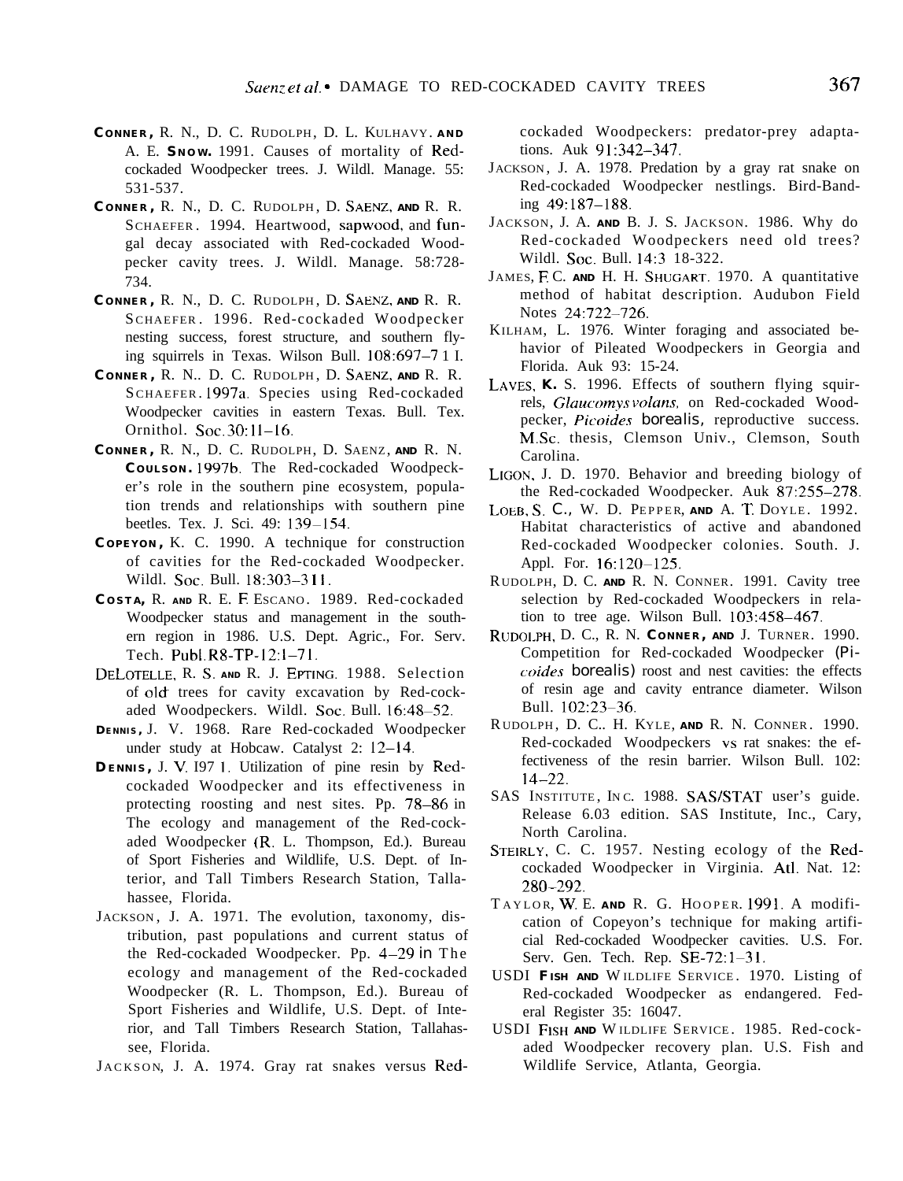CONNER, R. N., D. C. RUDOLPH, D. L. KULHAVY, AND A. E. SNOW. 1991. Causes of mortality of Red-cockaded Woodpecker trees. J. Wildl. Manage. 55: 531-537.

CONNER, R. N., D. C. RUDOLPH, D. SAENZ, AND R. R. SCHAEFER. 1994. Heartwood, sapwood, and fungal decay associated with Red-cockaded Woodpecker cavity trees. J. Wildl. Manage. 58:728-734.

CONNER, R. N., D. C. RUDOLPH, D. SAENZ, AND R. R. SCHAEFER. 1996. Red-cockaded Woodpecker nesting success, forest structure, and southern flying squirrels in Texas. Wilson Bull. 108:697-711.

CONNER, R. N., D. C. RUDOLPH, D. SAENZ, AND R. R. SCHAEFER. 1997a. Species using Red-cockaded Woodpecker cavities in eastern Texas. Bull. Tex. Ornithol. Soc. 30:11-16.

CONNER, R. N., D. C. RUDOLPH, D. SAENZ, AND R. N. COULSON. 1997b. The Red-cockaded Woodpecker's role in the southern pine ecosystem, population trends and relationships with southern pine beetles. Tex. J. Sci. 49: 139-154.

COPEYON, K. C. 1990. A technique for construction of cavities for the Red-cockaded Woodpecker. Wildl. Soc. Bull. 18:303-311.

COSTA, R. AND R. E. F. ESCANO. 1989. Red-cockaded Woodpecker status and management in the southern region in 1986. U.S. Dept. Agric., For. Serv. Tech. Publ. R8-TP-12:1-71.

DELOTELLE, R. S. AND R. J. EPTING. 1988. Selection of old trees for cavity excavation by Red-cockaded Woodpeckers. Wildl. Soc. Bull. 16:48-52.

DENNIS, J. V. 1968. Rare Red-cockaded Woodpecker under study at Hobcaw. Catalyst 2: 12-14.

DENNIS, J. V. 1971. Utilization of pine resin by Red-cockaded Woodpecker and its effectiveness in protecting roosting and nest sites. Pp. 78-86 in The ecology and management of the Red-cockaded Woodpecker (R. L. Thompson, Ed.). Bureau of Sport Fisheries and Wildlife, U.S. Dept. of Interior, and Tall Timbers Research Station, Tallahassee, Florida.

JACKSON, J. A. 1971. The evolution, taxonomy, distribution, past populations and current status of the Red-cockaded Woodpecker. Pp. 4-29 in The ecology and management of the Red-cockaded Woodpecker (R. L. Thompson, Ed.). Bureau of Sport Fisheries and Wildlife, U.S. Dept. of Interior, and Tall Timbers Research Station, Tallahassee, Florida.

JACKSON, J. A. 1974. Gray rat snakes versus Red-cockaded Woodpeckers: predator-prey adaptations. Auk 91:342-347.

JACKSON, J. A. 1978. Predation by a gray rat snake on Red-cockaded Woodpecker nestlings. Bird-Banding 49:187-188.

JACKSON, J. A. AND B. J. S. JACKSON. 1986. Why do Red-cockaded Woodpeckers need old trees? Wildl. Soc. Bull. 14:318-322.

JAMES, F. C. AND H. H. SHUGART. 1970. A quantitative method of habitat description. Audubon Field Notes 24:722-726.

KILHAM, L. 1976. Winter foraging and associated behavior of Pileated Woodpeckers in Georgia and Florida. Auk 93: 15-24.

LAVES, K. S. 1996. Effects of southern flying squirrels, *Glaucomys volans*, on Red-cockaded Woodpecker, *Picoides borealis*, reproductive success. M.Sc. thesis, Clemson Univ., Clemson, South Carolina.

LIGON, J. D. 1970. Behavior and breeding biology of the Red-cockaded Woodpecker. Auk 87:255-278.

LOEB, S. C., W. D. PEPPER, AND A. T. DOYLE. 1992. Habitat characteristics of active and abandoned Red-cockaded Woodpecker colonies. South. J. Appl. For. 16:120-125.

RUDOLPH, D. C. AND R. N. CONNER. 1991. Cavity tree selection by Red-cockaded Woodpeckers in relation to tree age. Wilson Bull. 103:458-467.

RUDOLPH, D. C., R. N. CONNER, AND J. TURNER. 1990. Competition for Red-cockaded Woodpecker (*Picoides borealis*) roost and nest cavities: the effects of resin age and cavity entrance diameter. Wilson Bull. 102:23-36.

RUDOLPH, D. C., H. KYLE, AND R. N. CONNER. 1990. Red-cockaded Woodpeckers vs rat snakes: the effectiveness of the resin barrier. Wilson Bull. 102: 14-22.

SAS INSTITUTE, INC. 1988. SAS/STAT user's guide. Release 6.03 edition. SAS Institute, Inc., Cary, North Carolina.

STEIRLY, C. C. 1957. Nesting ecology of the Red-cockaded Woodpecker in Virginia. Atl. Nat. 12: 280-292.

TAYLOR, W. E. AND R. G. HOOPER. 1991. A modification of Copeyon's technique for making artificial Red-cockaded Woodpecker cavities. U.S. For. Serv. Gen. Tech. Rep. SE-72:1-31.

USDI FISH AND WILDLIFE SERVICE. 1970. Listing of Red-cockaded Woodpecker as endangered. Federal Register 35: 16047.

USDI FISH AND WILDLIFE SERVICE. 1985. Red-cockaded Woodpecker recovery plan. U.S. Fish and Wildlife Service, Atlanta, Georgia.